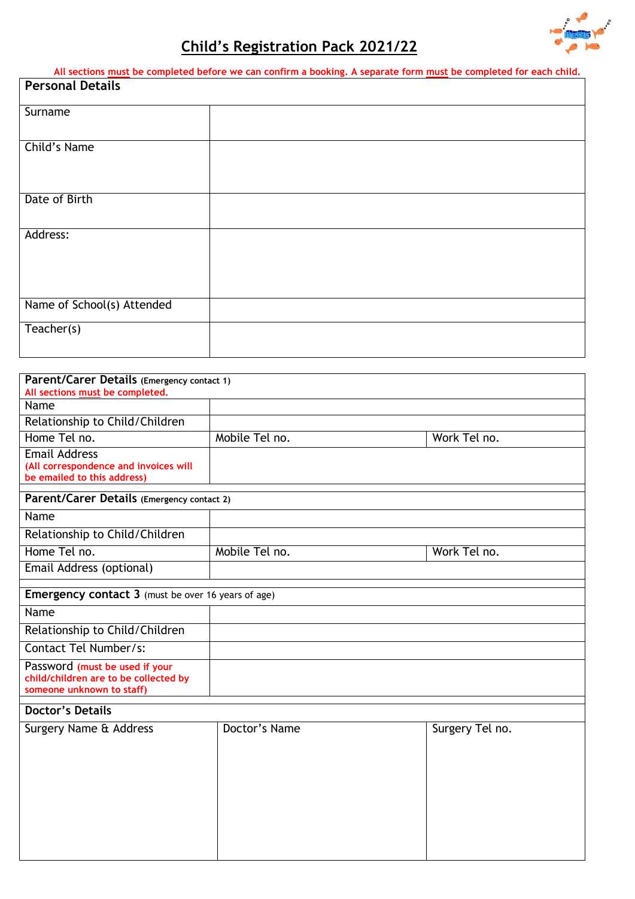# Child's Registration Pack 2021/22

All sections must be completed before we can confirm a booking. A separate form must be completed for each child.

| Personal Details | |
|---|---|
| Surname | |
| Child's Name | |
| Date of Birth | |
| Address: | |
| Name of School(s) Attended | |
| Teacher(s) | |

| Parent/Carer Details (Emergency contact 1)<br>All sections must be completed. | | |
|---|---|---|
| Name | | |
| Relationship to Child/Children | | |
| Home Tel no. | Mobile Tel no. | Work Tel no. |
| Email Address<br>(All correspondence and invoices will be emailed to this address) | | |
| **Parent/Carer Details** (Emergency contact 2) | | |
| Name | | |
| Relationship to Child/Children | | |
| Home Tel no. | Mobile Tel no. | Work Tel no. |
| Email Address (optional) | | |
| **Emergency contact 3** (must be over 16 years of age) | | |
| Name | | |
| Relationship to Child/Children | | |
| Contact Tel Number/s: | | |
| Password (must be used if your child/children are to be collected by someone unknown to staff) | | |
| **Doctor's Details** | | |
| Surgery Name & Address | Doctor's Name | Surgery Tel no. |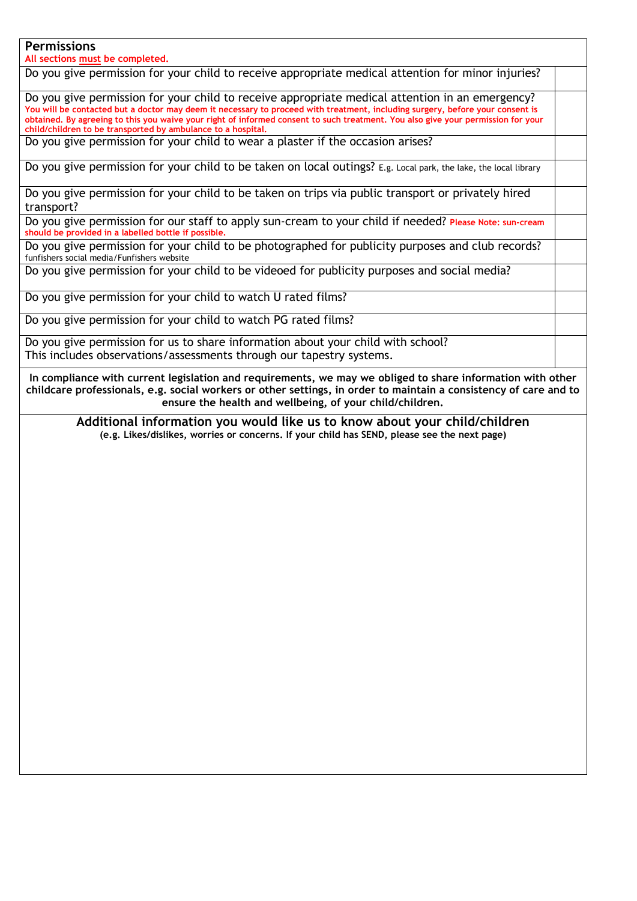## Permissions

**All sections must be completed.**

| Question | |
|---|---|
| Do you give permission for your child to receive appropriate medical attention for minor injuries? | |
| Do you give permission for your child to receive appropriate medical attention in an emergency? **You will be contacted but a doctor may deem it necessary to proceed with treatment, including surgery, before your consent is obtained. By agreeing to this you waive your right of informed consent to such treatment. You also give your permission for your child/children to be transported by ambulance to a hospital.** | |
| Do you give permission for your child to wear a plaster if the occasion arises? | |
| Do you give permission for your child to be taken on local outings? E.g. Local park, the lake, the local library | |
| Do you give permission for your child to be taken on trips via public transport or privately hired transport? | |
| Do you give permission for our staff to apply sun-cream to your child if needed? **Please Note: sun-cream should be provided in a labelled bottle if possible.** | |
| Do you give permission for your child to be photographed for publicity purposes and club records? funfishers social media/Funfishers website | |
| Do you give permission for your child to be videoed for publicity purposes and social media? | |
| Do you give permission for your child to watch U rated films? | |
| Do you give permission for your child to watch PG rated films? | |
| Do you give permission for us to share information about your child with school? This includes observations/assessments through our tapestry systems. | |

**In compliance with current legislation and requirements, we may we obliged to share information with other childcare professionals, e.g. social workers or other settings, in order to maintain a consistency of care and to ensure the health and wellbeing, of your child/children.**

### Additional information you would like us to know about your child/children

**(e.g. Likes/dislikes, worries or concerns. If your child has SEND, please see the next page)**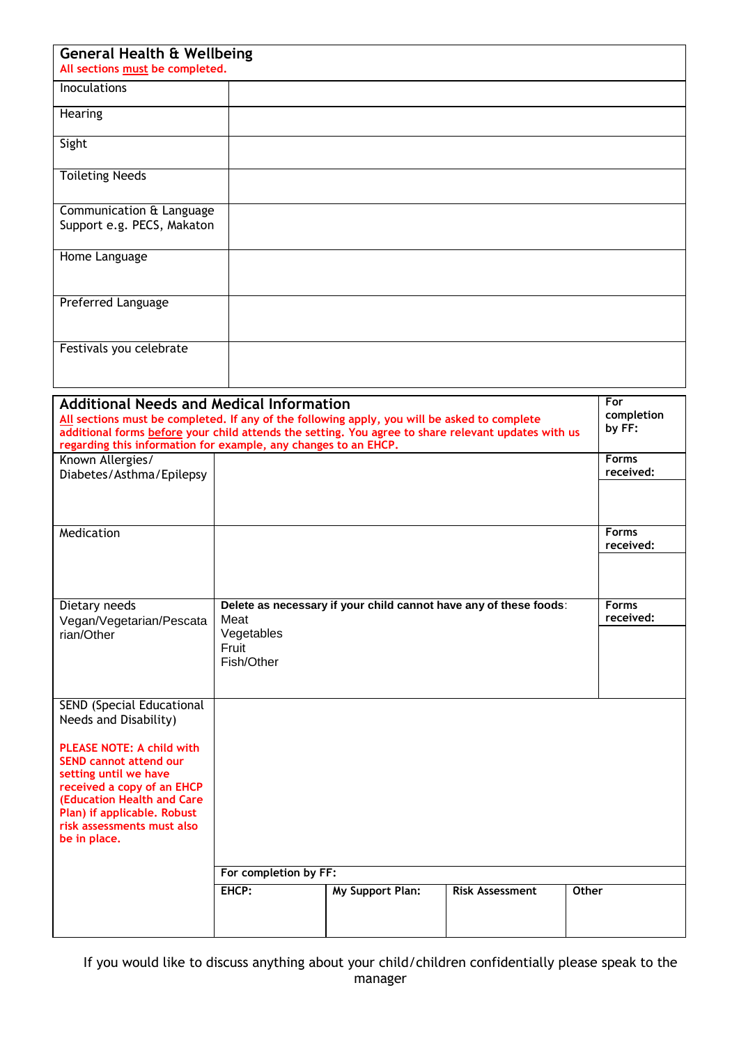## General Health & Wellbeing

All sections **must** be completed.

| | |
|---|---|
| Inoculations | |
| Hearing | |
| Sight | |
| Toileting Needs | |
| Communication & Language Support e.g. PECS, Makaton | |
| Home Language | |
| Preferred Language | |
| Festivals you celebrate | |

## Additional Needs and Medical Information

**All** sections must be completed. If any of the following apply, you will be asked to complete additional forms **before** your child attends the setting. You agree to share relevant updates with us regarding this information for example, any changes to an EHCP.

| | | For completion by FF: |
|---|---|---|
| Known Allergies/ Diabetes/Asthma/Epilepsy | | **Forms received:** |
| Medication | | **Forms received:** |
| Dietary needs Vegan/Vegetarian/Pescatarian/Other | **Delete as necessary if your child cannot have any of these foods**:<br>Meat<br>Vegetables<br>Fruit<br>Fish/Other | **Forms received:** |

| SEND (Special Educational Needs and Disability) | | | | |
|---|---|---|---|---|
| **PLEASE NOTE: A child with SEND cannot attend our setting until we have received a copy of an EHCP (Education Health and Care Plan) if applicable. Robust risk assessments must also be in place.** | | | | |
| | **For completion by FF:** | | | |
| | **EHCP:** | **My Support Plan:** | **Risk Assessment** | **Other** |

If you would like to discuss anything about your child/children confidentially please speak to the manager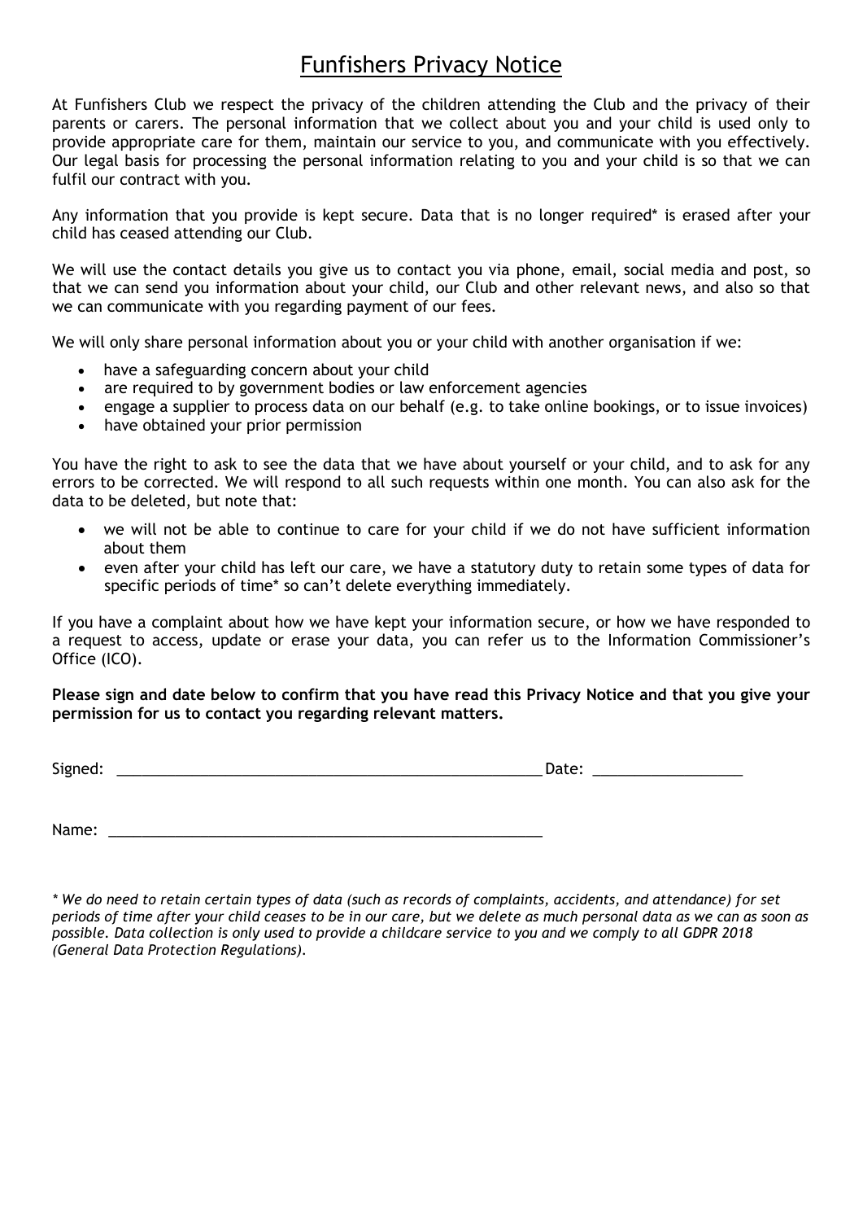# Funfishers Privacy Notice

At Funfishers Club we respect the privacy of the children attending the Club and the privacy of their parents or carers. The personal information that we collect about you and your child is used only to provide appropriate care for them, maintain our service to you, and communicate with you effectively. Our legal basis for processing the personal information relating to you and your child is so that we can fulfil our contract with you.

Any information that you provide is kept secure. Data that is no longer required* is erased after your child has ceased attending our Club.

We will use the contact details you give us to contact you via phone, email, social media and post, so that we can send you information about your child, our Club and other relevant news, and also so that we can communicate with you regarding payment of our fees.

We will only share personal information about you or your child with another organisation if we:

- have a safeguarding concern about your child
- are required to by government bodies or law enforcement agencies
- engage a supplier to process data on our behalf (e.g. to take online bookings, or to issue invoices)
- have obtained your prior permission

You have the right to ask to see the data that we have about yourself or your child, and to ask for any errors to be corrected. We will respond to all such requests within one month. You can also ask for the data to be deleted, but note that:

- we will not be able to continue to care for your child if we do not have sufficient information about them
- even after your child has left our care, we have a statutory duty to retain some types of data for specific periods of time* so can't delete everything immediately.

If you have a complaint about how we have kept your information secure, or how we have responded to a request to access, update or erase your data, you can refer us to the Information Commissioner's Office (ICO).

**Please sign and date below to confirm that you have read this Privacy Notice and that you give your permission for us to contact you regarding relevant matters.**

Signed: ____________________________________________________ Date: __________________

Name: ______________________________________________________

*\* We do need to retain certain types of data (such as records of complaints, accidents, and attendance) for set periods of time after your child ceases to be in our care, but we delete as much personal data as we can as soon as possible. Data collection is only used to provide a childcare service to you and we comply to all GDPR 2018 (General Data Protection Regulations).*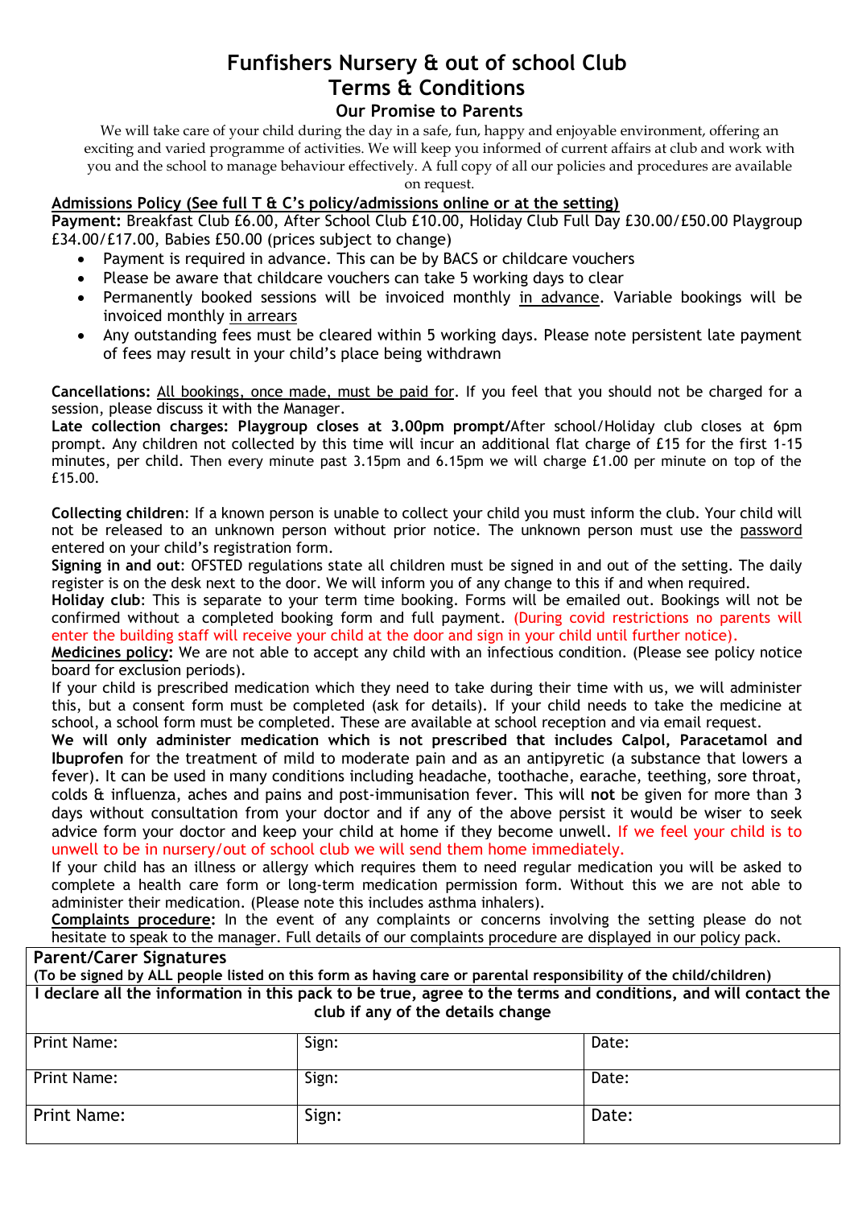# Funfishers Nursery & out of school Club

# Terms & Conditions

### Our Promise to Parents

We will take care of your child during the day in a safe, fun, happy and enjoyable environment, offering an exciting and varied programme of activities. We will keep you informed of current affairs at club and work with you and the school to manage behaviour effectively. A full copy of all our policies and procedures are available on request.

**Admissions Policy (See full T & C's policy/admissions online or at the setting)**

**Payment:** Breakfast Club £6.00, After School Club £10.00, Holiday Club Full Day £30.00/£50.00 Playgroup £34.00/£17.00, Babies £50.00 (prices subject to change)

- Payment is required in advance. This can be by BACS or childcare vouchers
- Please be aware that childcare vouchers can take 5 working days to clear
- Permanently booked sessions will be invoiced monthly in advance. Variable bookings will be invoiced monthly in arrears
- Any outstanding fees must be cleared within 5 working days. Please note persistent late payment of fees may result in your child's place being withdrawn

**Cancellations:** All bookings, once made, must be paid for. If you feel that you should not be charged for a session, please discuss it with the Manager.

**Late collection charges: Playgroup closes at 3.00pm prompt/**After school/Holiday club closes at 6pm prompt. Any children not collected by this time will incur an additional flat charge of £15 for the first 1-15 minutes, per child. Then every minute past 3.15pm and 6.15pm we will charge £1.00 per minute on top of the £15.00.

**Collecting children**: If a known person is unable to collect your child you must inform the club. Your child will not be released to an unknown person without prior notice. The unknown person must use the password entered on your child's registration form.

**Signing in and out**: OFSTED regulations state all children must be signed in and out of the setting. The daily register is on the desk next to the door. We will inform you of any change to this if and when required.

**Holiday club**: This is separate to your term time booking. Forms will be emailed out. Bookings will not be confirmed without a completed booking form and full payment. (During covid restrictions no parents will enter the building staff will receive your child at the door and sign in your child until further notice).

**Medicines policy:** We are not able to accept any child with an infectious condition. (Please see policy notice board for exclusion periods).

If your child is prescribed medication which they need to take during their time with us, we will administer this, but a consent form must be completed (ask for details). If your child needs to take the medicine at school, a school form must be completed. These are available at school reception and via email request.

**We will only administer medication which is not prescribed that includes Calpol, Paracetamol and Ibuprofen** for the treatment of mild to moderate pain and as an antipyretic (a substance that lowers a fever). It can be used in many conditions including headache, toothache, earache, teething, sore throat, colds & influenza, aches and pains and post-immunisation fever. This will **not** be given for more than 3 days without consultation from your doctor and if any of the above persist it would be wiser to seek advice form your doctor and keep your child at home if they become unwell. If we feel your child is to unwell to be in nursery/out of school club we will send them home immediately.

If your child has an illness or allergy which requires them to need regular medication you will be asked to complete a health care form or long-term medication permission form. Without this we are not able to administer their medication. (Please note this includes asthma inhalers).

**Complaints procedure:** In the event of any complaints or concerns involving the setting please do not hesitate to speak to the manager. Full details of our complaints procedure are displayed in our policy pack.

**Parent/Carer Signatures**

**(To be signed by ALL people listed on this form as having care or parental responsibility of the child/children)**

**I declare all the information in this pack to be true, agree to the terms and conditions, and will contact the club if any of the details change**

| | | |
|---|---|---|
| Print Name: | Sign: | Date: |
| Print Name: | Sign: | Date: |
| Print Name: | Sign: | Date: |